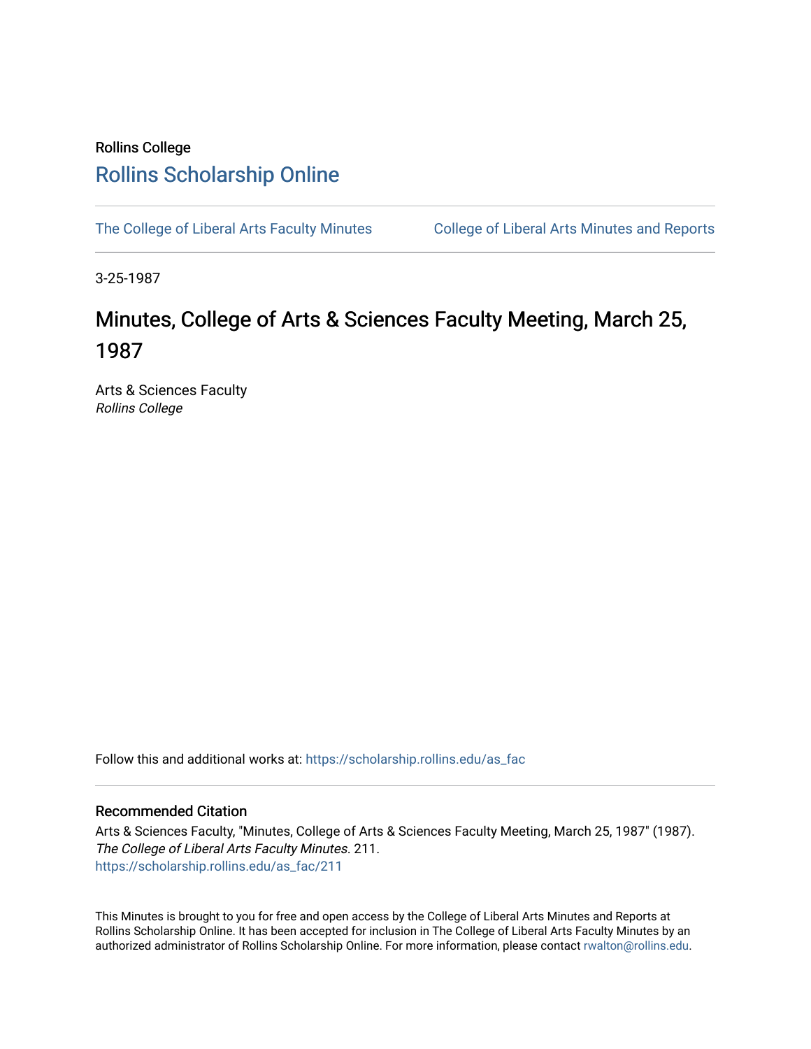Rollins College

# Rollins Scholarship Online

The College of Liberal Arts Faculty Minutes

College of Liberal Arts Minutes and Reports

3-25-1987

# Minutes, College of Arts & Sciences Faculty Meeting, March 25, 1987

Arts & Sciences Faculty

*Rollins College*

Follow this and additional works at: https://scholarship.rollins.edu/as_fac

## Recommended Citation

Arts & Sciences Faculty, "Minutes, College of Arts & Sciences Faculty Meeting, March 25, 1987" (1987). *The College of Liberal Arts Faculty Minutes*. 211.
https://scholarship.rollins.edu/as_fac/211

This Minutes is brought to you for free and open access by the College of Liberal Arts Minutes and Reports at Rollins Scholarship Online. It has been accepted for inclusion in The College of Liberal Arts Faculty Minutes by an authorized administrator of Rollins Scholarship Online. For more information, please contact rwalton@rollins.edu.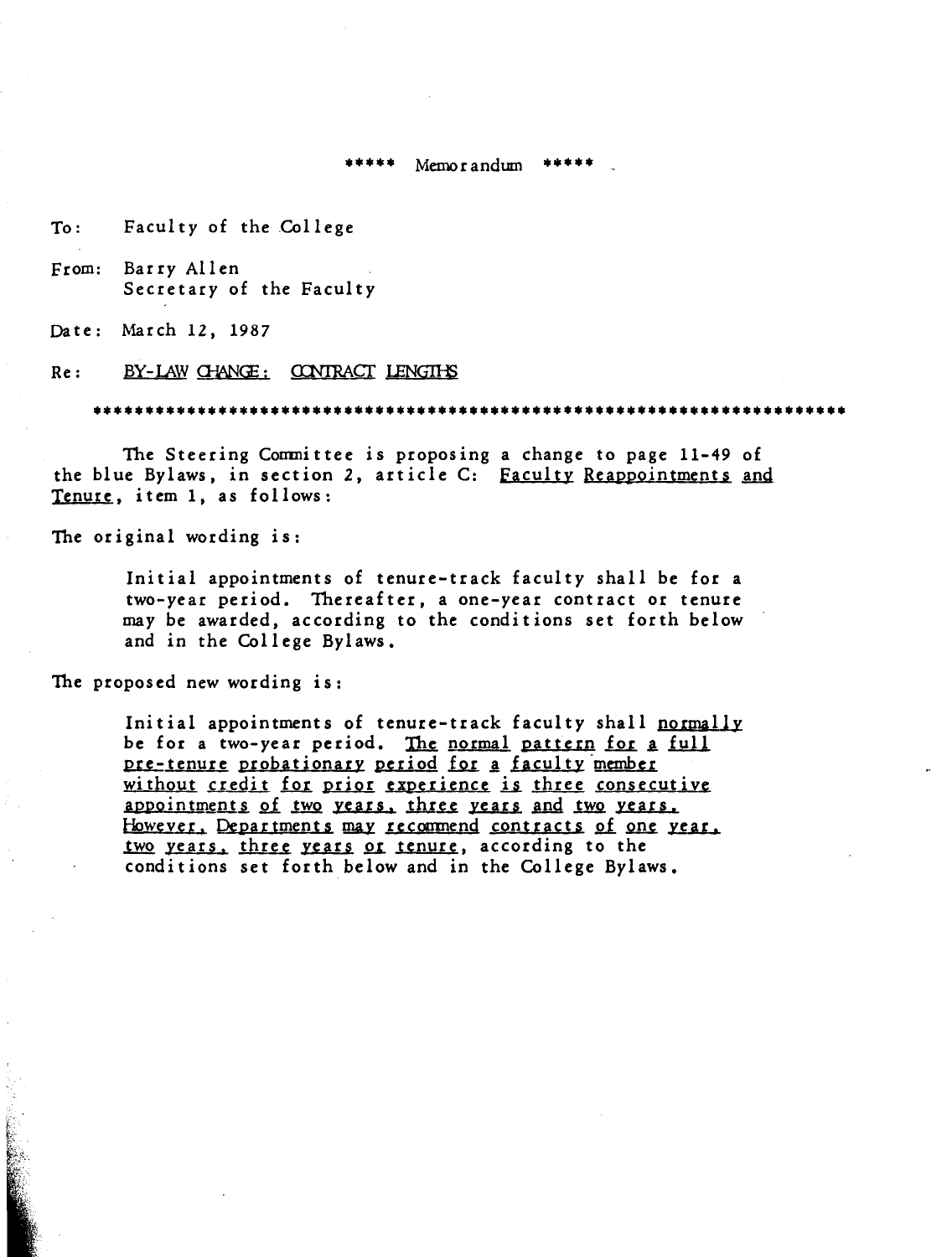***** Memorandum *****

To: Faculty of the College

From: Barry Allen
Secretary of the Faculty

Date: March 12, 1987

Re: <u>BY-LAW CHANGE: CONTRACT LENGTHS</u>

***

The Steering Committee is proposing a change to page 11-49 of the blue Bylaws, in section 2, article C: <u>Faculty Reappointments and Tenure</u>, item 1, as follows:

The original wording is:

> Initial appointments of tenure-track faculty shall be for a two-year period. Thereafter, a one-year contract or tenure may be awarded, according to the conditions set forth below and in the College Bylaws.

The proposed new wording is:

> Initial appointments of tenure-track faculty shall <u>normally</u> be for a two-year period. <u>The normal pattern for a full pre-tenure probationary period for a faculty member without credit for prior experience is three consecutive appointments of two years, three years and two years. However, Departments may recommend contracts of one year, two years, three years or tenure</u>, according to the conditions set forth below and in the College Bylaws.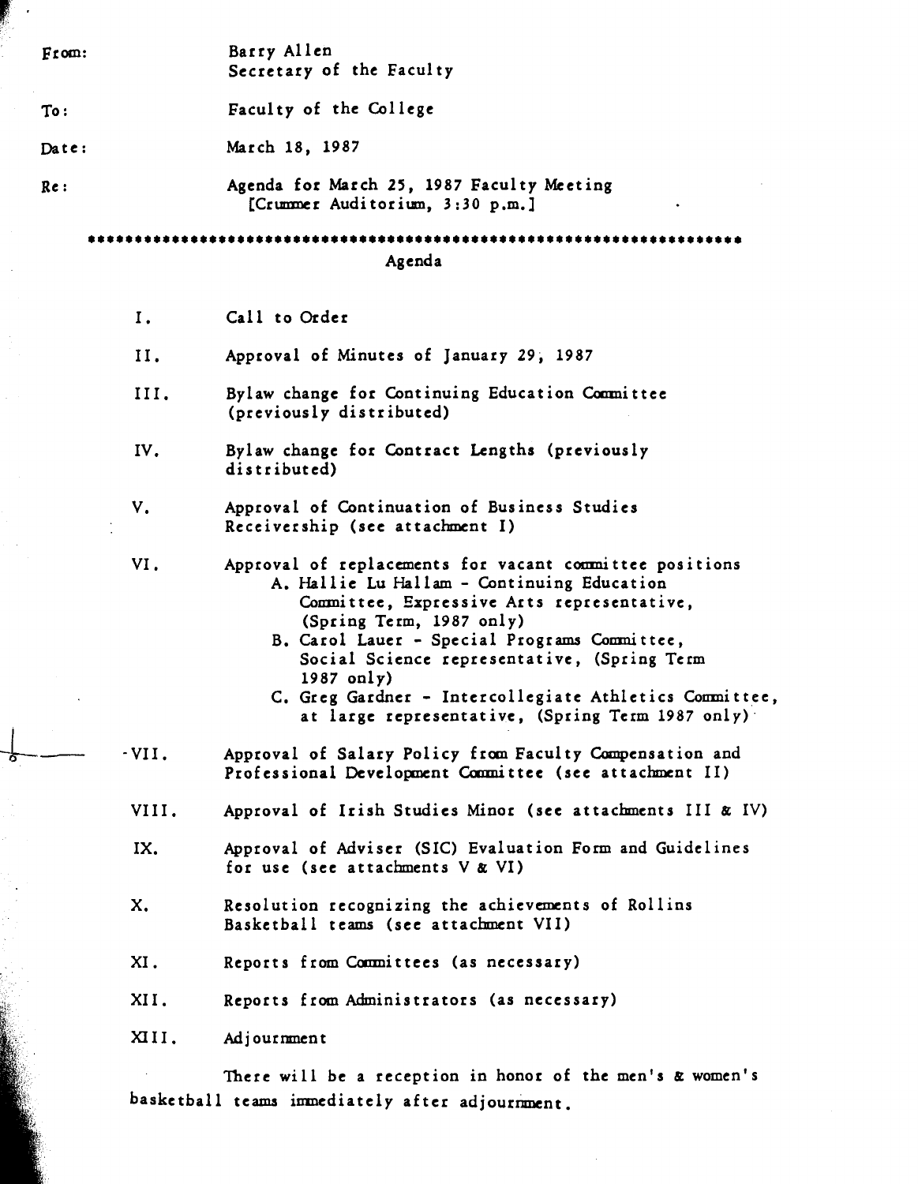From: Barry Allen
Secretary of the Faculty

To: Faculty of the College

Date: March 18, 1987

Re: Agenda for March 25, 1987 Faculty Meeting
[Crummer Auditorium, 3:30 p.m.]

\*\*\*\*\*\*\*\*\*\*\*\*\*\*\*\*\*\*\*\*\*\*\*\*\*\*\*\*\*\*\*\*\*\*\*\*\*\*\*\*\*\*\*\*\*\*\*\*\*\*\*\*\*\*\*\*\*\*\*\*\*\*\*\*\*\*\*\*\*\*

## Agenda

I. Call to Order

II. Approval of Minutes of January 29, 1987

III. Bylaw change for Continuing Education Committee (previously distributed)

IV. Bylaw change for Contract Lengths (previously distributed)

V. Approval of Continuation of Business Studies Receivership (see attachment I)

VI. Approval of replacements for vacant committee positions
   - A. Hallie Lu Hallam - Continuing Education Committee, Expressive Arts representative, (Spring Term, 1987 only)
   - B. Carol Lauer - Special Programs Committee, Social Science representative, (Spring Term 1987 only)
   - C. Greg Gardner - Intercollegiate Athletics Committee, at large representative, (Spring Term 1987 only)

VII. Approval of Salary Policy from Faculty Compensation and Professional Development Committee (see attachment II)

VIII. Approval of Irish Studies Minor (see attachments III & IV)

IX. Approval of Adviser (SIC) Evaluation Form and Guidelines for use (see attachments V & VI)

X. Resolution recognizing the achievements of Rollins Basketball teams (see attachment VII)

XI. Reports from Committees (as necessary)

XII. Reports from Administrators (as necessary)

XIII. Adjournment

There will be a reception in honor of the men's & women's basketball teams immediately after adjournment.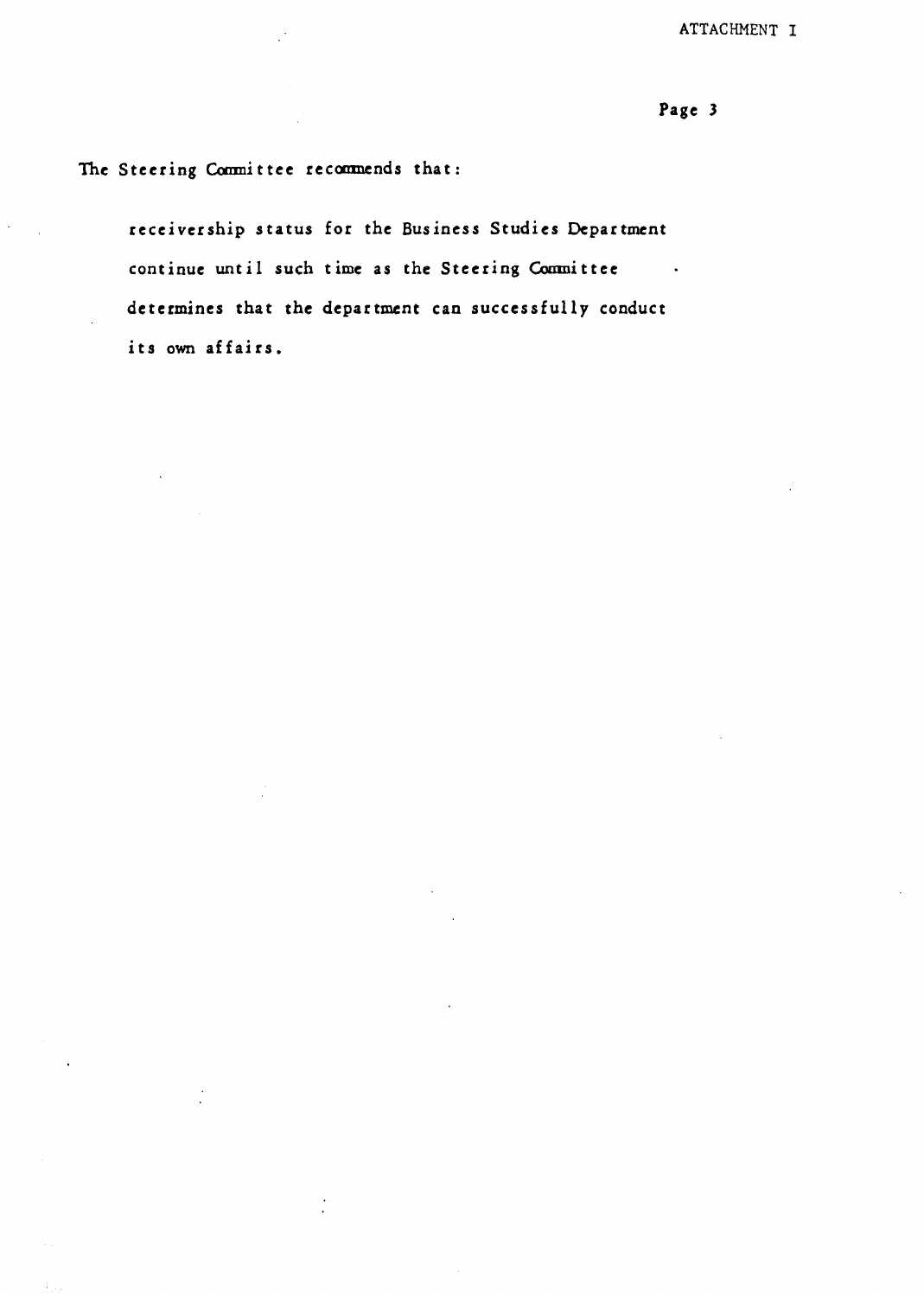The Steering Committee recommends that:

> receivership status for the Business Studies Department continue until such time as the Steering Committee determines that the department can successfully conduct its own affairs.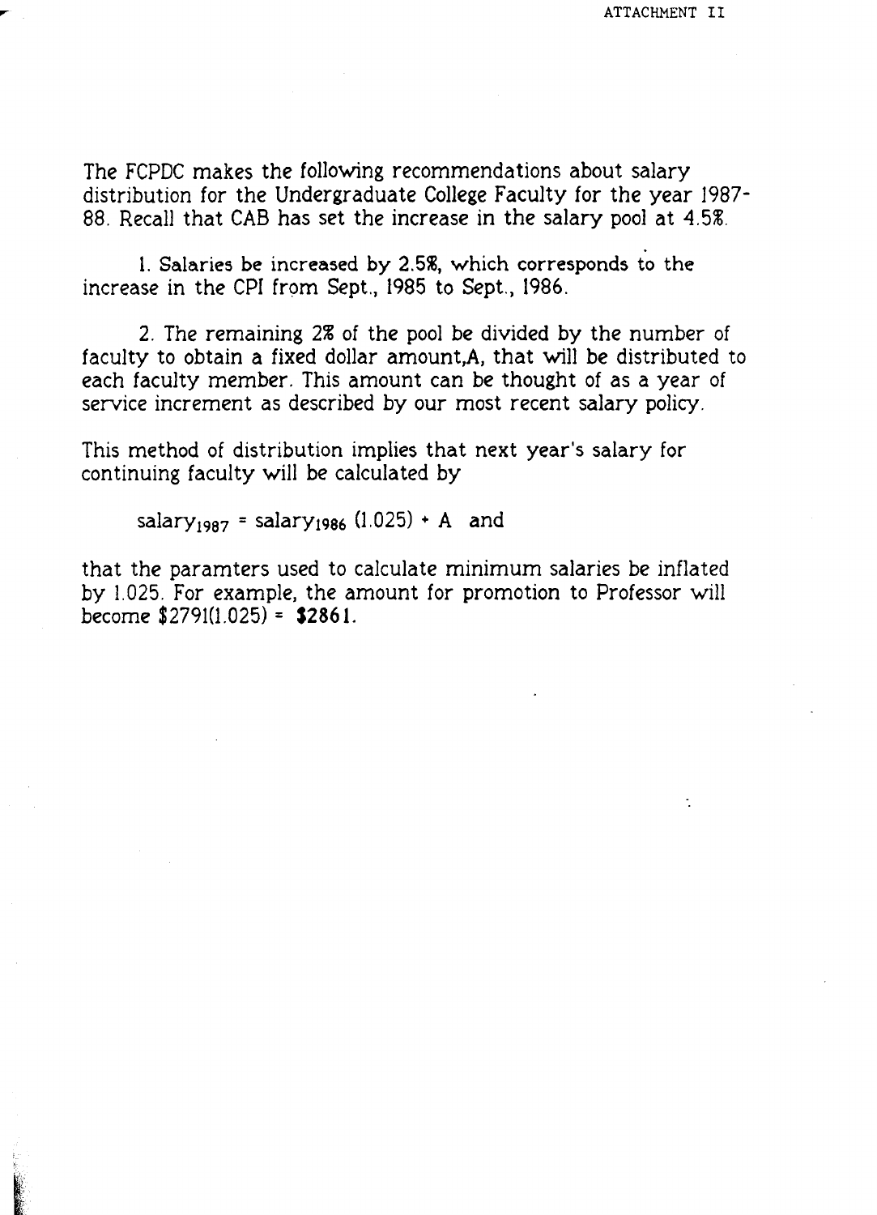ATTACHMENT II

The FCPDC makes the following recommendations about salary distribution for the Undergraduate College Faculty for the year 1987-88. Recall that CAB has set the increase in the salary pool at 4.5%.

1. Salaries be increased by 2.5%, which corresponds to the increase in the CPI from Sept., 1985 to Sept., 1986.

2. The remaining 2% of the pool be divided by the number of faculty to obtain a fixed dollar amount,A, that will be distributed to each faculty member. This amount can be thought of as a year of service increment as described by our most recent salary policy.

This method of distribution implies that next year's salary for continuing faculty will be calculated by

$$salary_{1987} = salary_{1986}\,(1.025) + A$$ and

that the paramters used to calculate minimum salaries be inflated by 1.025. For example, the amount for promotion to Professor will become $2791(1.025) = **$2861**.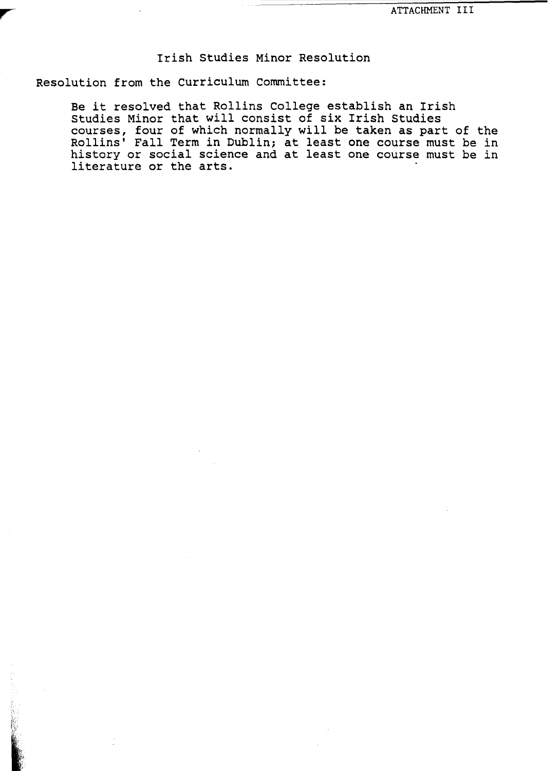ATTACHMENT III

# Irish Studies Minor Resolution

Resolution from the Curriculum Committee:

> Be it resolved that Rollins College establish an Irish Studies Minor that will consist of six Irish Studies courses, four of which normally will be taken as part of the Rollins' Fall Term in Dublin; at least one course must be in history or social science and at least one course must be in literature or the arts.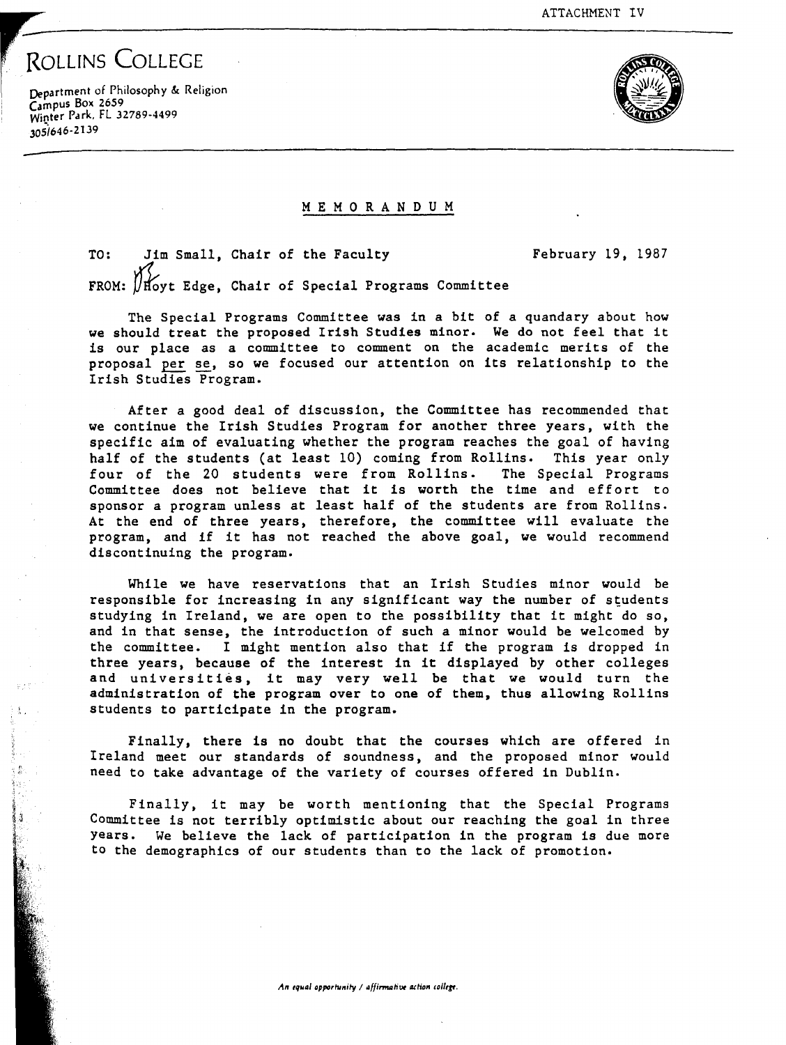ATTACHMENT IV

# ROLLINS COLLEGE

Department of Philosophy & Religion
Campus Box 2659
Winter Park, FL 32789-4499
305/646-2139

## MEMORANDUM

TO: Jim Small, Chair of the Faculty — February 19, 1987

FROM: Hoyt Edge, Chair of Special Programs Committee

The Special Programs Committee was in a bit of a quandary about how we should treat the proposed Irish Studies minor. We do not feel that it is our place as a committee to comment on the academic merits of the proposal per se, so we focused our attention on its relationship to the Irish Studies Program.

After a good deal of discussion, the Committee has recommended that we continue the Irish Studies Program for another three years, with the specific aim of evaluating whether the program reaches the goal of having half of the students (at least 10) coming from Rollins. This year only four of the 20 students were from Rollins. The Special Programs Committee does not believe that it is worth the time and effort to sponsor a program unless at least half of the students are from Rollins. At the end of three years, therefore, the committee will evaluate the program, and if it has not reached the above goal, we would recommend discontinuing the program.

While we have reservations that an Irish Studies minor would be responsible for increasing in any significant way the number of students studying in Ireland, we are open to the possibility that it might do so, and in that sense, the introduction of such a minor would be welcomed by the committee. I might mention also that if the program is dropped in three years, because of the interest in it displayed by other colleges and universities, it may very well be that we would turn the administration of the program over to one of them, thus allowing Rollins students to participate in the program.

Finally, there is no doubt that the courses which are offered in Ireland meet our standards of soundness, and the proposed minor would need to take advantage of the variety of courses offered in Dublin.

Finally, it may be worth mentioning that the Special Programs Committee is not terribly optimistic about our reaching the goal in three years. We believe the lack of participation in the program is due more to the demographics of our students than to the lack of promotion.

*An equal opportunity / affirmative action college.*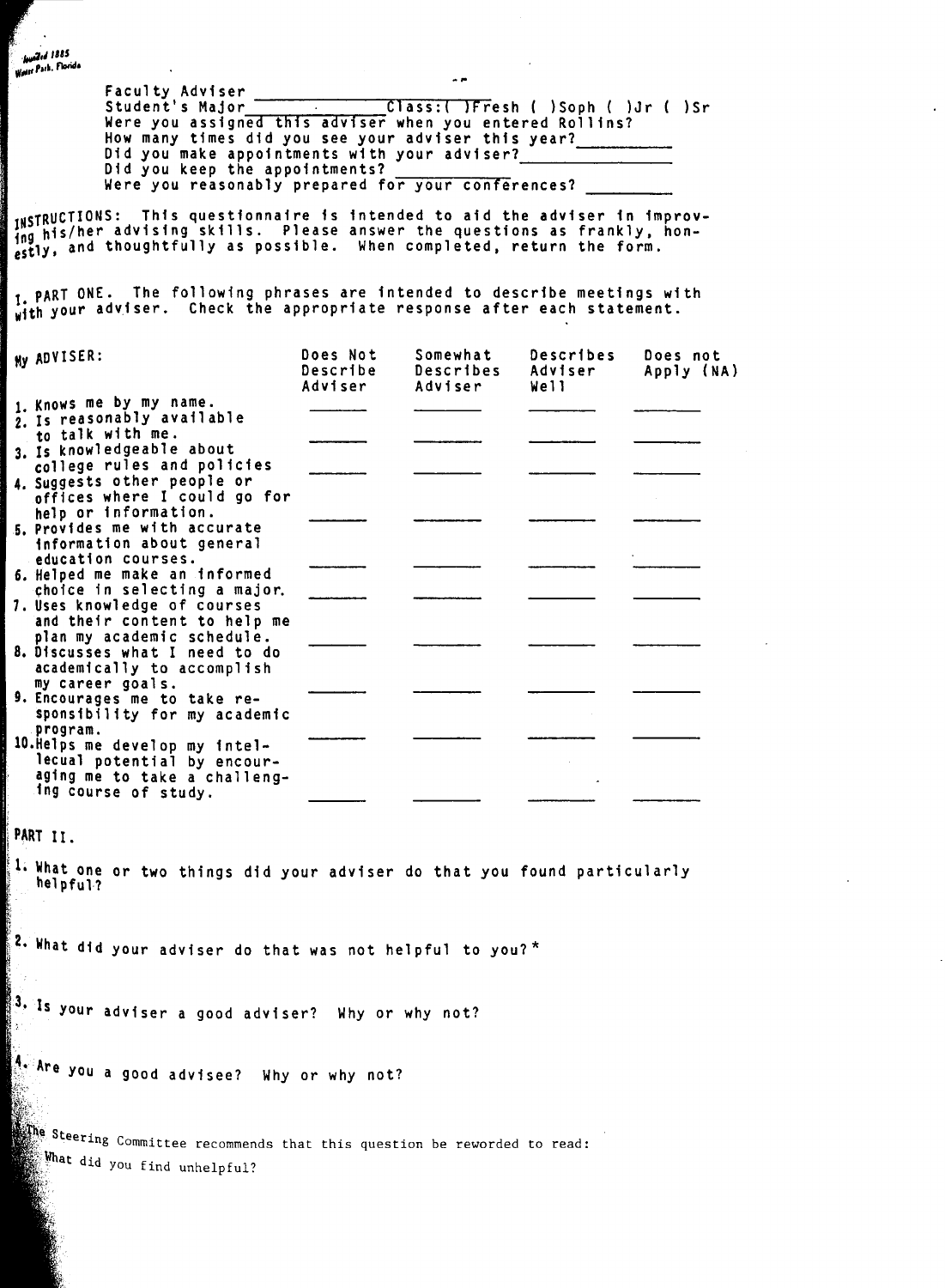Founded 1885
Winter Park, Florida

Faculty Adviser ______________________
Student's Major ____________ Class:( )Fresh ( )Soph ( )Jr ( )Sr
Were you assigned this adviser when you entered Rollins?
How many times did you see your adviser this year? __________
Did you make appointments with your adviser? ______________
Did you keep the appointments? ____________
Were you reasonably prepared for your conferences? __________

INSTRUCTIONS: This questionnaire is intended to aid the adviser in improving his/her advising skills. Please answer the questions as frankly, honestly, and thoughtfully as possible. When completed, return the form.

I. PART ONE. The following phrases are intended to describe meetings with with your adviser. Check the appropriate response after each statement.

| My ADVISER: | Does Not Describe Adviser | Somewhat Describes Adviser | Describes Adviser Well | Does not Apply (NA) |
|---|---|---|---|---|
| 1. Knows me by my name. | ______ | ______ | ______ | ______ |
| 2. Is reasonably available to talk with me. | ______ | ______ | ______ | ______ |
| 3. Is knowledgeable about college rules and policies | ______ | ______ | ______ | ______ |
| 4. Suggests other people or offices where I could go for help or information. | ______ | ______ | ______ | ______ |
| 5. Provides me with accurate information about general education courses. | ______ | ______ | ______ | ______ |
| 6. Helped me make an informed choice in selecting a major. | ______ | ______ | ______ | ______ |
| 7. Uses knowledge of courses and their content to help me plan my academic schedule. | ______ | ______ | ______ | ______ |
| 8. Discusses what I need to do academically to accomplish my career goals. | ______ | ______ | ______ | ______ |
| 9. Encourages me to take responsibility for my academic program. | ______ | ______ | ______ | ______ |
| 10. Helps me develop my intellecual potential by encouraging me to take a challenging course of study. | ______ | ______ | ______ | ______ |

PART II.

1. What one or two things did your adviser do that you found particularly helpful?

2. What did your adviser do that was not helpful to you?*

3. Is your adviser a good adviser? Why or why not?

4. Are you a good advisee? Why or why not?

*The Steering Committee recommends that this question be reworded to read: What did you find unhelpful?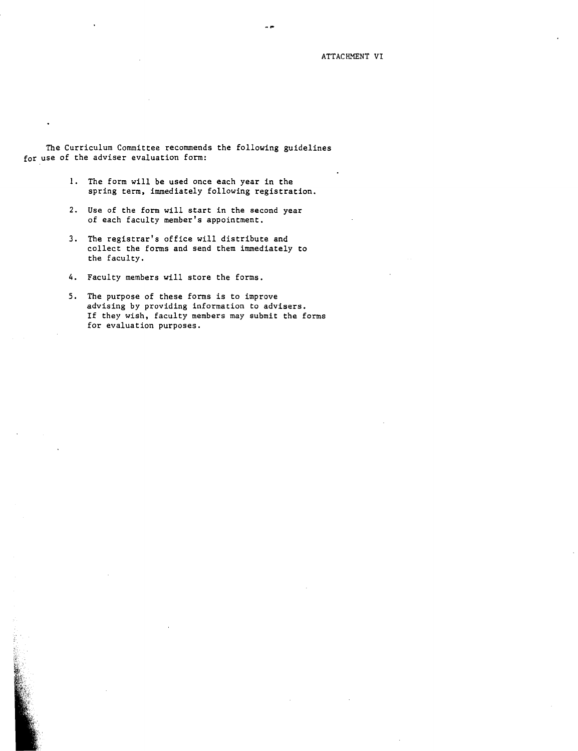ATTACHMENT VI

The Curriculum Committee recommends the following guidelines for use of the adviser evaluation form:

1. The form will be used once each year in the spring term, immediately following registration.

2. Use of the form will start in the second year of each faculty member's appointment.

3. The registrar's office will distribute and collect the forms and send them immediately to the faculty.

4. Faculty members will store the forms.

5. The purpose of these forms is to improve advising by providing information to advisers. If they wish, faculty members may submit the forms for evaluation purposes.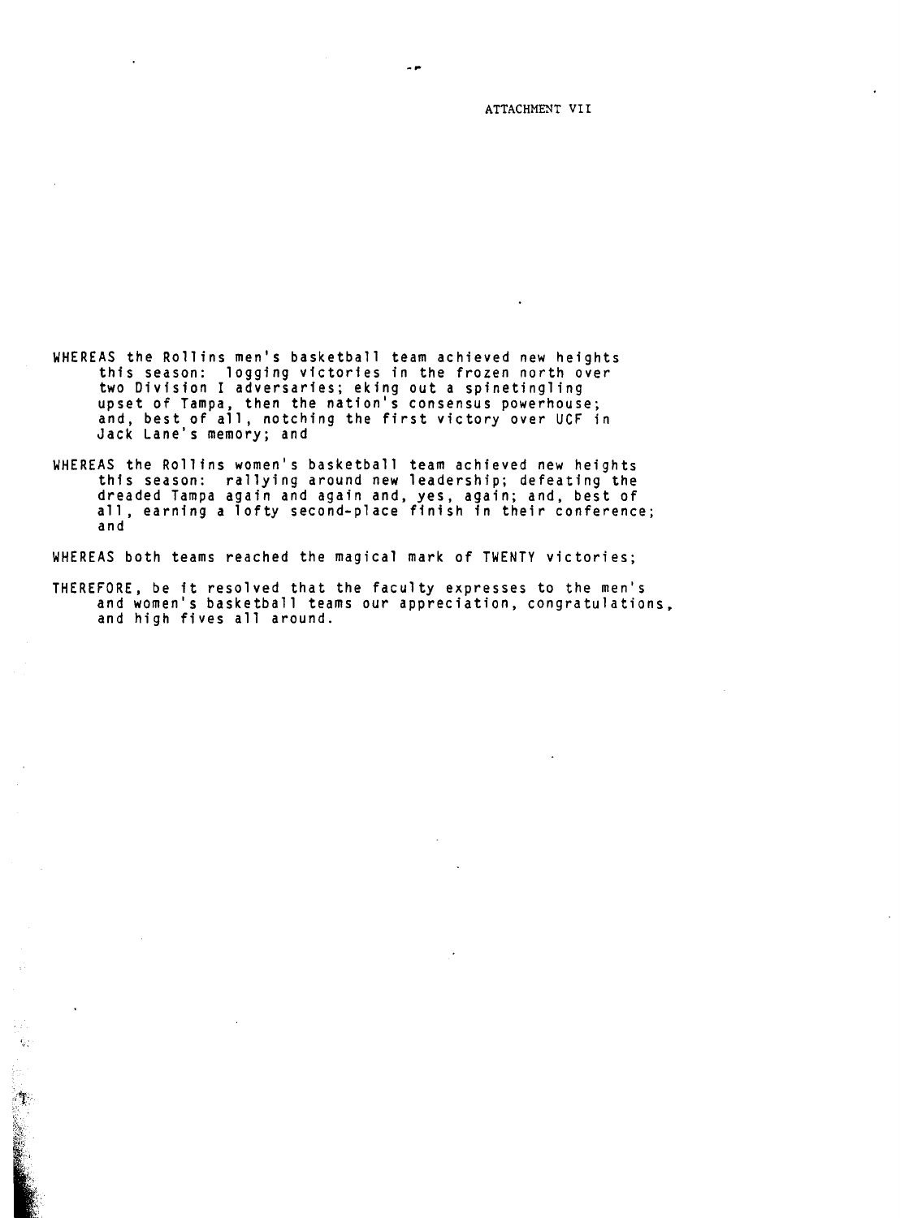ATTACHMENT VII

WHEREAS the Rollins men's basketball team achieved new heights this season: logging victories in the frozen north over two Division I adversaries; eking out a spinetingling upset of Tampa, then the nation's consensus powerhouse; and, best of all, notching the first victory over UCF in Jack Lane's memory; and

WHEREAS the Rollins women's basketball team achieved new heights this season: rallying around new leadership; defeating the dreaded Tampa again and again and, yes, again; and, best of all, earning a lofty second-place finish in their conference; and

WHEREAS both teams reached the magical mark of TWENTY victories;

THEREFORE, be it resolved that the faculty expresses to the men's and women's basketball teams our appreciation, congratulations, and high fives all around.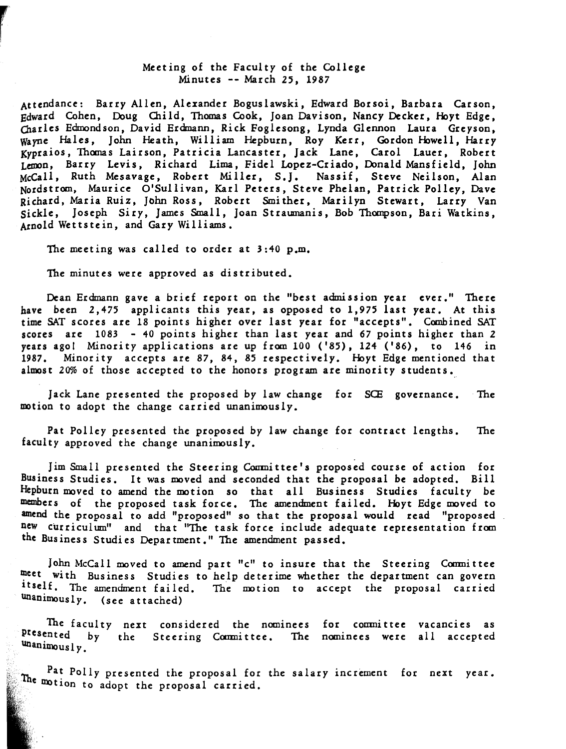Meeting of the Faculty of the College
Minutes -- March 25, 1987

Attendance: Barry Allen, Alexander Boguslawski, Edward Borsoi, Barbara Carson, Edward Cohen, Doug Child, Thomas Cook, Joan Davison, Nancy Decker, Hoyt Edge, Charles Edmondson, David Erdmann, Rick Foglesong, Lynda Glennon Laura Greyson, Wayne Hales, John Heath, William Hepburn, Roy Kerr, Gordon Howell, Harry Kypraios, Thomas Lairson, Patricia Lancaster, Jack Lane, Carol Lauer, Robert Lemon, Barry Levis, Richard Lima, Fidel Lopez-Criado, Donald Mansfield, John McCall, Ruth Mesavage, Robert Miller, S.J. Nassif, Steve Neilson, Alan Nordstrom, Maurice O'Sullivan, Karl Peters, Steve Phelan, Patrick Polley, Dave Richard, Maria Ruiz, John Ross, Robert Smither, Marilyn Stewart, Larry Van Sickle, Joseph Siry, James Small, Joan Straumanis, Bob Thompson, Bari Watkins, Arnold Wettstein, and Gary Williams.

The meeting was called to order at 3:40 p.m.

The minutes were approved as distributed.

Dean Erdmann gave a brief report on the "best admission year ever." There have been 2,475 applicants this year, as opposed to 1,975 last year. At this time SAT scores are 18 points higher over last year for "accepts". Combined SAT scores are 1083 - 40 points higher than last year and 67 points higher than 2 years ago! Minority applications are up from 100 ('85), 124 ('86), to 146 in 1987. Minority accepts are 87, 84, 85 respectively. Hoyt Edge mentioned that almost 20% of those accepted to the honors program are minority students.

Jack Lane presented the proposed by law change for SCE governance. The motion to adopt the change carried unanimously.

Pat Polley presented the proposed by law change for contract lengths. The faculty approved the change unanimously.

Jim Small presented the Steering Committee's proposed course of action for Business Studies. It was moved and seconded that the proposal be adopted. Bill Hepburn moved to amend the motion so that all Business Studies faculty be members of the proposed task force. The amendment failed. Hoyt Edge moved to amend the proposal to add "proposed" so that the proposal would read "proposed new curriculum" and that "The task force include adequate representation from the Business Studies Department." The amendment passed.

John McCall moved to amend part "c" to insure that the Steering Committee meet with Business Studies to help deterime whether the department can govern itself. The amendment failed. The motion to accept the proposal carried unanimously. (see attached)

The faculty next considered the nominees for committee vacancies as presented by the Steering Committee. The nominees were all accepted unanimously.

Pat Polly presented the proposal for the salary increment for next year. The motion to adopt the proposal carried.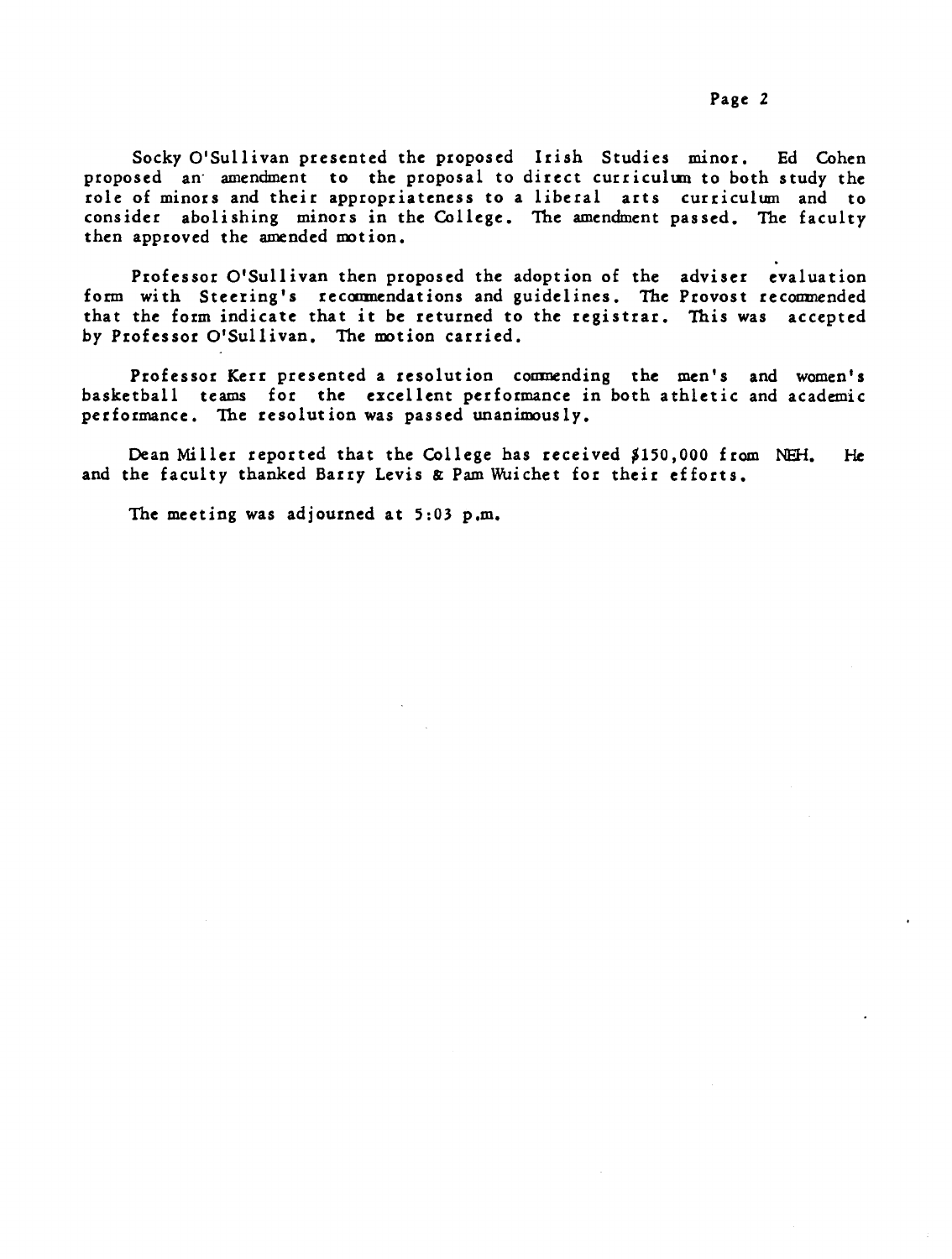Socky O'Sullivan presented the proposed Irish Studies minor. Ed Cohen proposed an amendment to the proposal to direct curriculum to both study the role of minors and their appropriateness to a liberal arts curriculum and to consider abolishing minors in the College. The amendment passed. The faculty then approved the amended motion.

Professor O'Sullivan then proposed the adoption of the adviser evaluation form with Steering's recommendations and guidelines. The Provost recommended that the form indicate that it be returned to the registrar. This was accepted by Professor O'Sullivan. The motion carried.

Professor Kerr presented a resolution commending the men's and women's basketball teams for the excellent performance in both athletic and academic performance. The resolution was passed unanimously.

Dean Miller reported that the College has received $150,000 from NEH. He and the faculty thanked Barry Levis & Pam Wuichet for their efforts.

The meeting was adjourned at 5:03 p.m.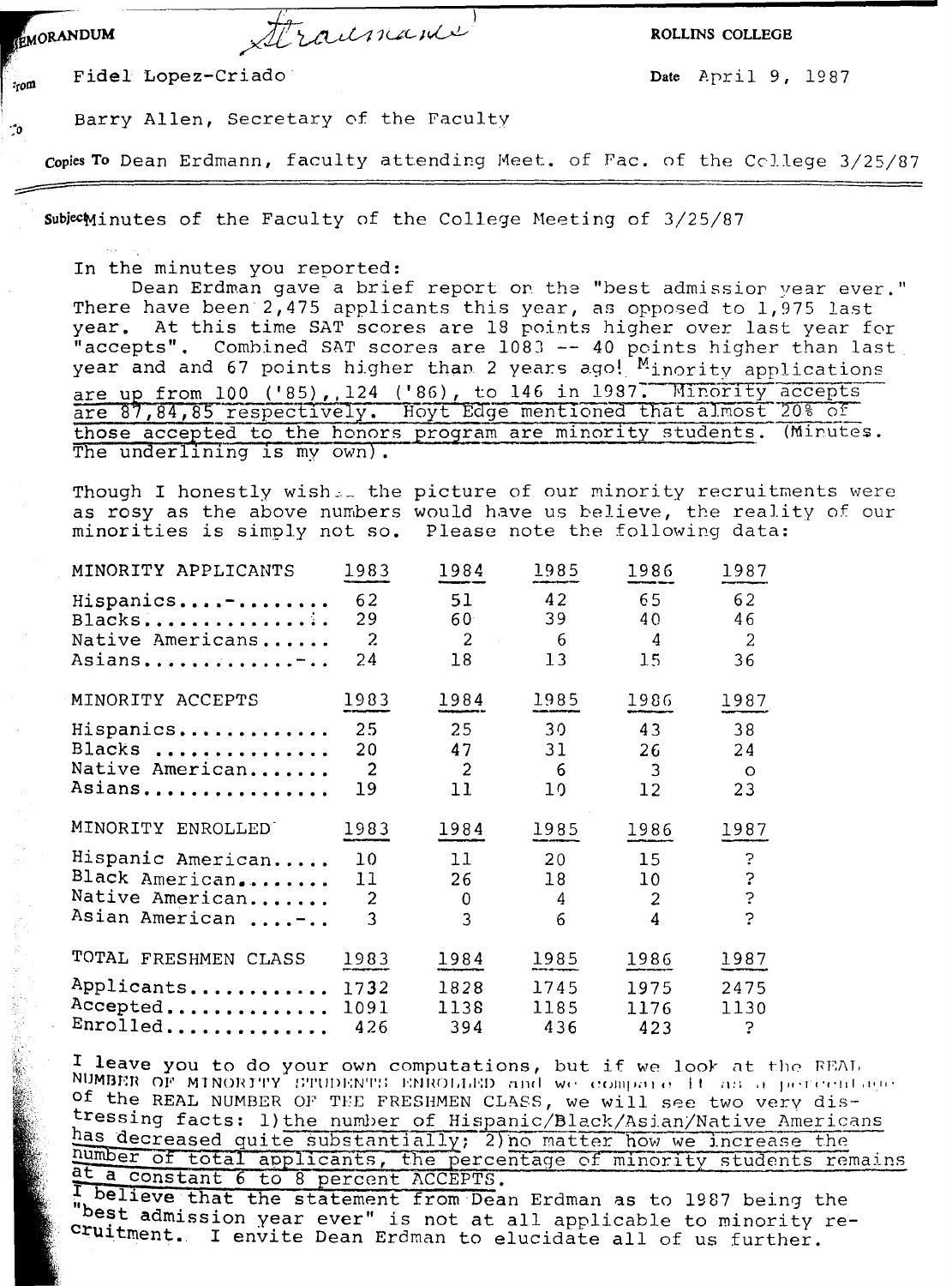MEMORANDUM *Straumanis* ROLLINS COLLEGE

From Fidel Lopez-Criado Date April 9, 1987

To Barry Allen, Secretary of the Faculty

Copies To Dean Erdmann, faculty attending Meet. of Fac. of the College 3/25/87

Subject Minutes of the Faculty of the College Meeting of 3/25/87

In the minutes you reported:

Dean Erdman gave a brief report on the "best admission year ever." There have been 2,475 applicants this year, as opposed to 1,975 last year. At this time SAT scores are 18 points higher over last year for "accepts". Combined SAT scores are 1083 -- 40 points higher than last year and and 67 points higher than 2 years ago! Minority applications are up from 100 ('85),,124 ('86), to 146 in 1987. Minority accepts are 87,84,85 respectively. Hoyt Edge mentioned that almost 20% of those accepted to the honors program are minority students. (Minutes. The underlining is my own).

Though I honestly wish the picture of our minority recruitments were as rosy as the above numbers would have us believe, the reality of our minorities is simply not so. Please note the following data:

| MINORITY APPLICANTS | 1983 | 1984 | 1985 | 1986 | 1987 |
|---|---|---|---|---|---|
| Hispanics | 62 | 51 | 42 | 65 | 62 |
| Blacks | 29 | 60 | 39 | 40 | 46 |
| Native Americans | 2 | 2 | 6 | 4 | 2 |
| Asians | 24 | 18 | 13 | 15 | 36 |
| **MINORITY ACCEPTS** | **1983** | **1984** | **1985** | **1986** | **1987** |
| Hispanics | 25 | 25 | 30 | 43 | 38 |
| Blacks | 20 | 47 | 31 | 26 | 24 |
| Native American | 2 | 2 | 6 | 3 | 0 |
| Asians | 19 | 11 | 10 | 12 | 23 |
| **MINORITY ENROLLED** | **1983** | **1984** | **1985** | **1986** | **1987** |
| Hispanic American | 10 | 11 | 20 | 15 | ? |
| Black American | 11 | 26 | 18 | 10 | ? |
| Native American | 2 | 0 | 4 | 2 | ? |
| Asian American | 3 | 3 | 6 | 4 | ? |
| **TOTAL FRESHMEN CLASS** | **1983** | **1984** | **1985** | **1986** | **1987** |
| Applicants | 1732 | 1828 | 1745 | 1975 | 2475 |
| Accepted | 1091 | 1138 | 1185 | 1176 | 1130 |
| Enrolled | 426 | 394 | 436 | 423 | ? |

I leave you to do your own computations, but if we look at the REAL NUMBER OF MINORITY STUDENTS ENROLLED and we compare it as a percentage of the REAL NUMBER OF THE FRESHMEN CLASS, we will see two very distressing facts: 1) the number of Hispanic/Black/Asian/Native Americans has decreased quite substantially; 2) no matter how we increase the number of total applicants, the percentage of minority students remains at a constant 6 to 8 percent ACCEPTS.

I believe that the statement from Dean Erdman as to 1987 being the "best admission year ever" is not at all applicable to minority recruitment. I envite Dean Erdman to elucidate all of us further.